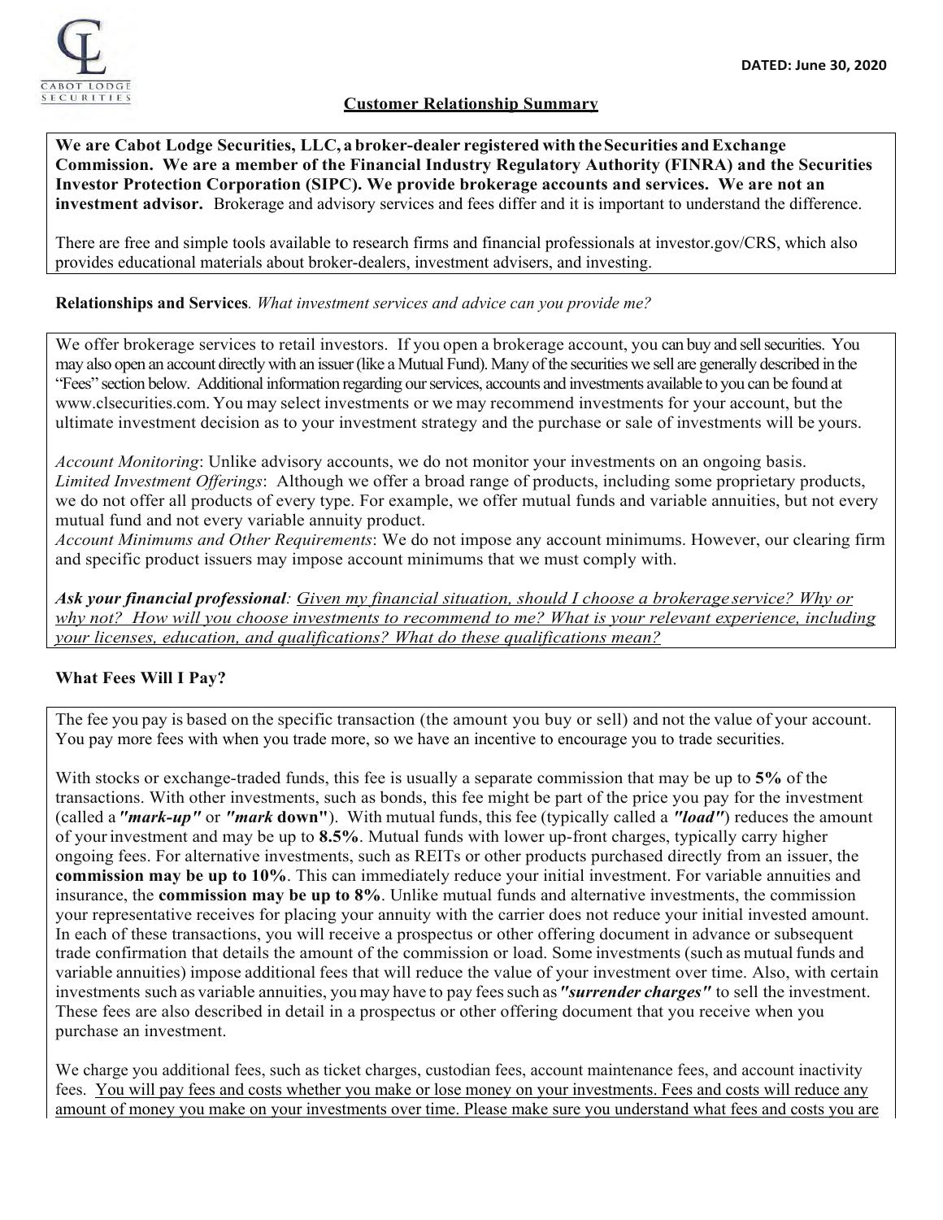DATED: June 30, 2020

## Customer Relationship Summary

**We are Cabot Lodge Securities, LLC, a broker-dealer registered with the Securities and Exchange Commission. We are a member of the Financial Industry Regulatory Authority (FINRA) and the Securities Investor Protection Corporation (SIPC). We provide brokerage accounts and services. We are not an investment advisor.** Brokerage and advisory services and fees differ and it is important to understand the difference.

There are free and simple tools available to research firms and financial professionals at investor.gov/CRS, which also provides educational materials about broker-dealers, investment advisers, and investing.

**Relationships and Services***. What investment services and advice can you provide me?*

We offer brokerage services to retail investors. If you open a brokerage account, you can buy and sell securities. You may also open an account directly with an issuer (like a Mutual Fund). Many of the securities we sell are generally described in the "Fees" section below. Additional information regarding our services, accounts and investments available to you can be found at www.clsecurities.com. You may select investments or we may recommend investments for your account, but the ultimate investment decision as to your investment strategy and the purchase or sale of investments will be yours.

*Account Monitoring*: Unlike advisory accounts, we do not monitor your investments on an ongoing basis.
*Limited Investment Offerings*: Although we offer a broad range of products, including some proprietary products, we do not offer all products of every type. For example, we offer mutual funds and variable annuities, but not every mutual fund and not every variable annuity product.
*Account Minimums and Other Requirements*: We do not impose any account minimums. However, our clearing firm and specific product issuers may impose account minimums that we must comply with.

***Ask your financial professional**: Given my financial situation, should I choose a brokerage service? Why or why not? How will you choose investments to recommend to me? What is your relevant experience, including your licenses, education, and qualifications? What do these qualifications mean?*

**What Fees Will I Pay?**

The fee you pay is based on the specific transaction (the amount you buy or sell) and not the value of your account. You pay more fees with when you trade more, so we have an incentive to encourage you to trade securities.

With stocks or exchange-traded funds, this fee is usually a separate commission that may be up to **5%** of the transactions. With other investments, such as bonds, this fee might be part of the price you pay for the investment (called a ***"mark-up"*** or ***"mark* down"**). With mutual funds, this fee (typically called a ***"load"***) reduces the amount of your investment and may be up to **8.5%**. Mutual funds with lower up-front charges, typically carry higher ongoing fees. For alternative investments, such as REITs or other products purchased directly from an issuer, the **commission may be up to 10%**. This can immediately reduce your initial investment. For variable annuities and insurance, the **commission may be up to 8%**. Unlike mutual funds and alternative investments, the commission your representative receives for placing your annuity with the carrier does not reduce your initial invested amount. In each of these transactions, you will receive a prospectus or other offering document in advance or subsequent trade confirmation that details the amount of the commission or load. Some investments (such as mutual funds and variable annuities) impose additional fees that will reduce the value of your investment over time. Also, with certain investments such as variable annuities, you may have to pay fees such as ***"surrender charges"*** to sell the investment. These fees are also described in detail in a prospectus or other offering document that you receive when you purchase an investment.

We charge you additional fees, such as ticket charges, custodian fees, account maintenance fees, and account inactivity fees. You will pay fees and costs whether you make or lose money on your investments. Fees and costs will reduce any amount of money you make on your investments over time. Please make sure you understand what fees and costs you are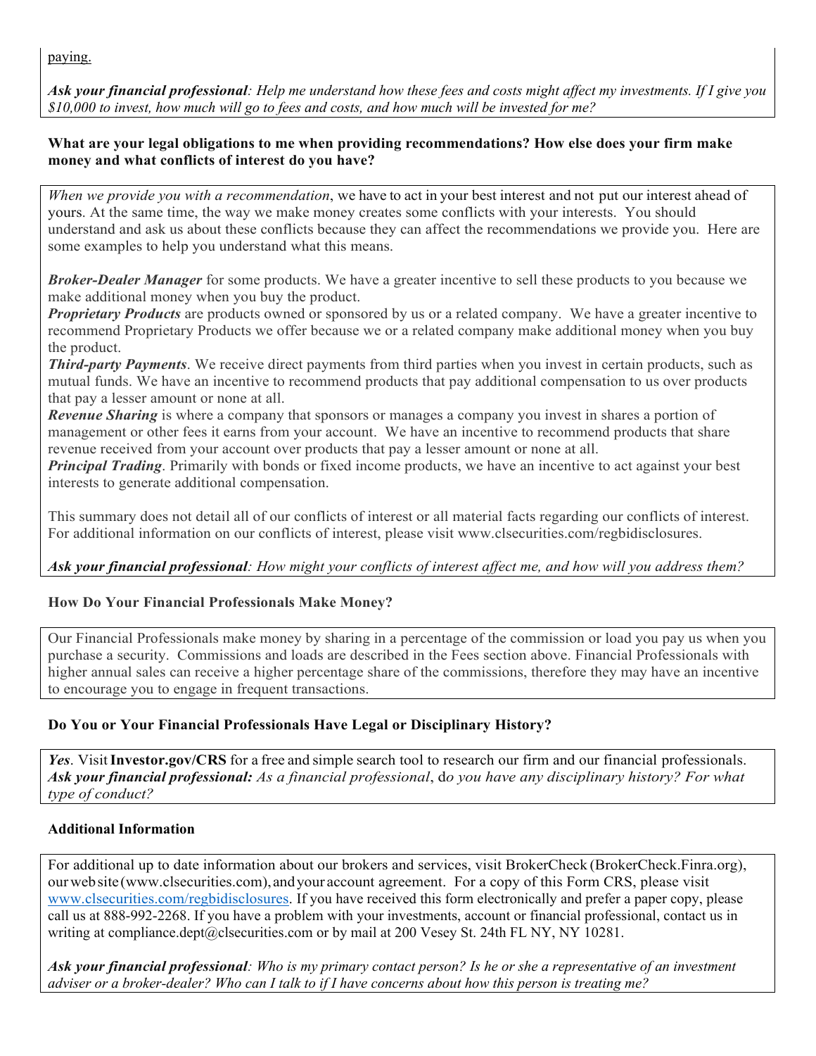paying.

***Ask your financial professional****: Help me understand how these fees and costs might affect my investments. If I give you $10,000 to invest, how much will go to fees and costs, and how much will be invested for me?*

**What are your legal obligations to me when providing recommendations? How else does your firm make money and what conflicts of interest do you have?**

*When we provide you with a recommendation*, we have to act in your best interest and not put our interest ahead of yours. At the same time, the way we make money creates some conflicts with your interests. You should understand and ask us about these conflicts because they can affect the recommendations we provide you. Here are some examples to help you understand what this means.

***Broker-Dealer Manager*** for some products. We have a greater incentive to sell these products to you because we make additional money when you buy the product.
***Proprietary Products*** are products owned or sponsored by us or a related company. We have a greater incentive to recommend Proprietary Products we offer because we or a related company make additional money when you buy the product.
***Third-party Payments***. We receive direct payments from third parties when you invest in certain products, such as mutual funds. We have an incentive to recommend products that pay additional compensation to us over products that pay a lesser amount or none at all.
***Revenue Sharing*** is where a company that sponsors or manages a company you invest in shares a portion of management or other fees it earns from your account. We have an incentive to recommend products that share revenue received from your account over products that pay a lesser amount or none at all.
***Principal Trading***. Primarily with bonds or fixed income products, we have an incentive to act against your best interests to generate additional compensation.

This summary does not detail all of our conflicts of interest or all material facts regarding our conflicts of interest. For additional information on our conflicts of interest, please visit www.clsecurities.com/regbidisclosures.

***Ask your financial professional****: How might your conflicts of interest affect me, and how will you address them?*

**How Do Your Financial Professionals Make Money?**

Our Financial Professionals make money by sharing in a percentage of the commission or load you pay us when you purchase a security. Commissions and loads are described in the Fees section above. Financial Professionals with higher annual sales can receive a higher percentage share of the commissions, therefore they may have an incentive to encourage you to engage in frequent transactions.

**Do You or Your Financial Professionals Have Legal or Disciplinary History?**

***Yes***. Visit **Investor.gov/CRS** for a free and simple search tool to research our firm and our financial professionals.
***Ask your financial professional:*** *As a financial professional*, d*o you have any disciplinary history? For what type of conduct?*

**Additional Information**

For additional up to date information about our brokers and services, visit BrokerCheck (BrokerCheck.Finra.org), our web site (www.clsecurities.com), and your account agreement. For a copy of this Form CRS, please visit www.clsecurities.com/regbidisclosures. If you have received this form electronically and prefer a paper copy, please call us at 888-992-2268. If you have a problem with your investments, account or financial professional, contact us in writing at compliance.dept@clsecurities.com or by mail at 200 Vesey St. 24th FL NY, NY 10281.

***Ask your financial professional****: Who is my primary contact person? Is he or she a representative of an investment adviser or a broker-dealer? Who can I talk to if I have concerns about how this person is treating me?*